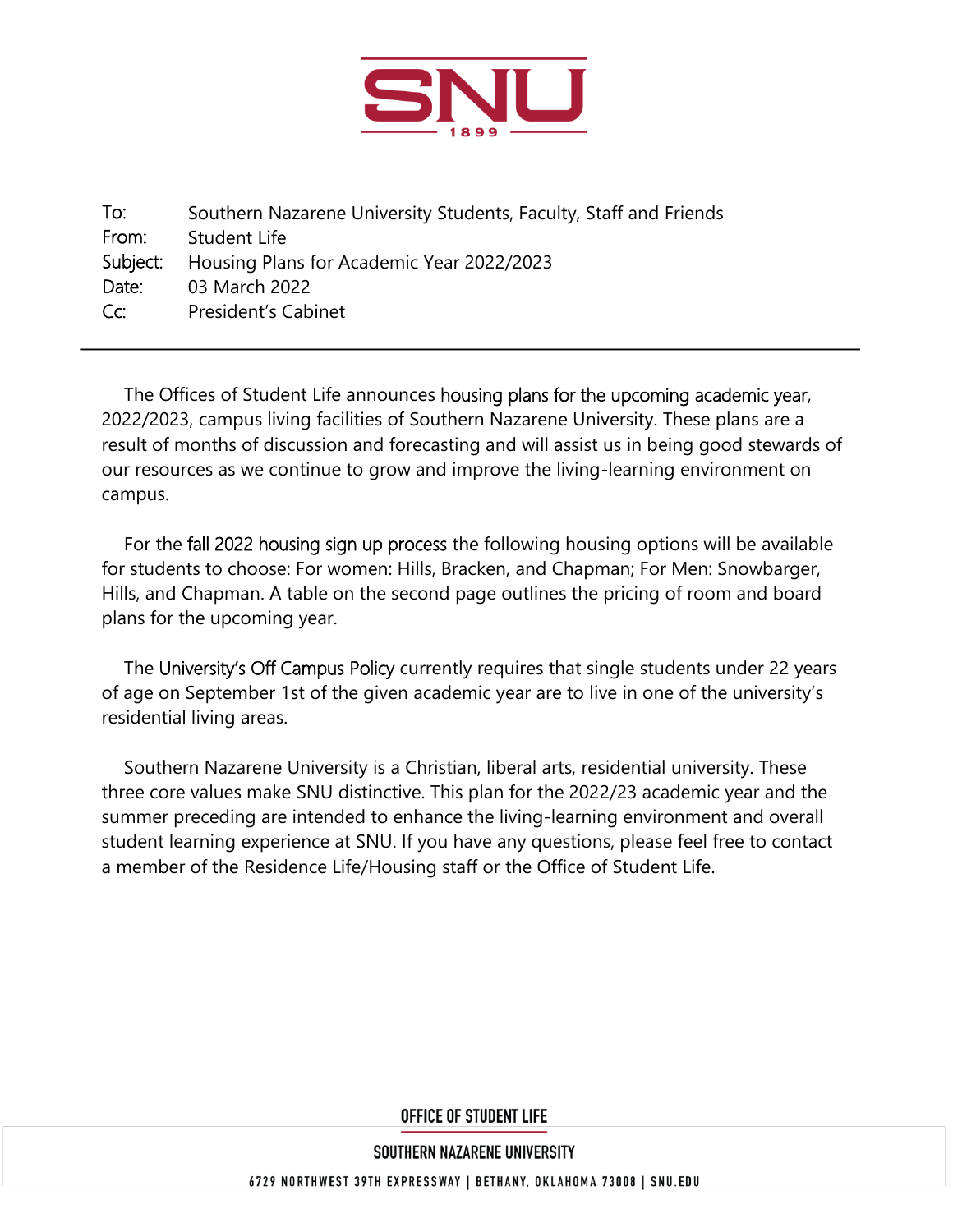SNU

1899

To: Southern Nazarene University Students, Faculty, Staff and Friends
From: Student Life
Subject: Housing Plans for Academic Year 2022/2023
Date: 03 March 2022
Cc: President's Cabinet

---

The Offices of Student Life announces housing plans for the upcoming academic year, 2022/2023, campus living facilities of Southern Nazarene University. These plans are a result of months of discussion and forecasting and will assist us in being good stewards of our resources as we continue to grow and improve the living-learning environment on campus.

For the fall 2022 housing sign up process the following housing options will be available for students to choose: For women: Hills, Bracken, and Chapman; For Men: Snowbarger, Hills, and Chapman. A table on the second page outlines the pricing of room and board plans for the upcoming year.

The University's Off Campus Policy currently requires that single students under 22 years of age on September 1st of the given academic year are to live in one of the university's residential living areas.

Southern Nazarene University is a Christian, liberal arts, residential university. These three core values make SNU distinctive. This plan for the 2022/23 academic year and the summer preceding are intended to enhance the living-learning environment and overall student learning experience at SNU. If you have any questions, please feel free to contact a member of the Residence Life/Housing staff or the Office of Student Life.

OFFICE OF STUDENT LIFE

SOUTHERN NAZARENE UNIVERSITY

6729 NORTHWEST 39TH EXPRESSWAY | BETHANY, OKLAHOMA 73008 | SNU.EDU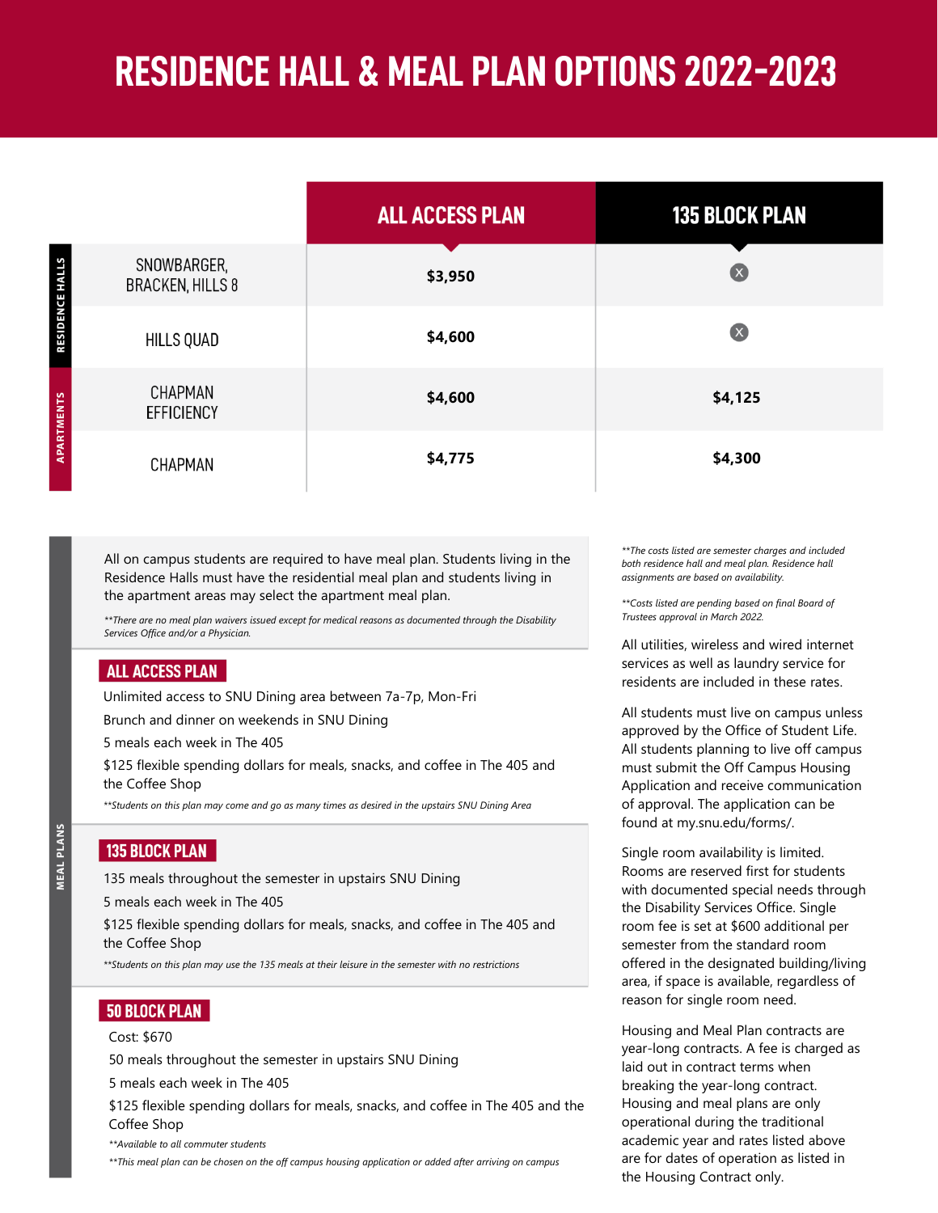# RESIDENCE HALL & MEAL PLAN OPTIONS 2022-2023

| | | ALL ACCESS PLAN | 135 BLOCK PLAN |
|---|---|---|---|
| RESIDENCE HALLS | SNOWBARGER, BRACKEN, HILLS 8 | $3,950 | X |
| | HILLS QUAD | $4,600 | X |
| APARTMENTS | CHAPMAN EFFICIENCY | $4,600 | $4,125 |
| | CHAPMAN | $4,775 | $4,300 |

## MEAL PLANS

All on campus students are required to have meal plan. Students living in the Residence Halls must have the residential meal plan and students living in the apartment areas may select the apartment meal plan.

*\*\*There are no meal plan waivers issued except for medical reasons as documented through the Disability Services Office and/or a Physician.*

### ALL ACCESS PLAN

Unlimited access to SNU Dining area between 7a-7p, Mon-Fri

Brunch and dinner on weekends in SNU Dining

5 meals each week in The 405

$125 flexible spending dollars for meals, snacks, and coffee in The 405 and the Coffee Shop

*\*\*Students on this plan may come and go as many times as desired in the upstairs SNU Dining Area*

### 135 BLOCK PLAN

135 meals throughout the semester in upstairs SNU Dining

5 meals each week in The 405

$125 flexible spending dollars for meals, snacks, and coffee in The 405 and the Coffee Shop

*\*\*Students on this plan may use the 135 meals at their leisure in the semester with no restrictions*

### 50 BLOCK PLAN

Cost: $670

50 meals throughout the semester in upstairs SNU Dining

5 meals each week in The 405

$125 flexible spending dollars for meals, snacks, and coffee in The 405 and the Coffee Shop

*\*\*Available to all commuter students*

*\*\*This meal plan can be chosen on the off campus housing application or added after arriving on campus*

*\*\*The costs listed are semester charges and included both residence hall and meal plan. Residence hall assignments are based on availability.*

*\*\*Costs listed are pending based on final Board of Trustees approval in March 2022.*

All utilities, wireless and wired internet services as well as laundry service for residents are included in these rates.

All students must live on campus unless approved by the Office of Student Life. All students planning to live off campus must submit the Off Campus Housing Application and receive communication of approval. The application can be found at my.snu.edu/forms/.

Single room availability is limited. Rooms are reserved first for students with documented special needs through the Disability Services Office. Single room fee is set at $600 additional per semester from the standard room offered in the designated building/living area, if space is available, regardless of reason for single room need.

Housing and Meal Plan contracts are year-long contracts. A fee is charged as laid out in contract terms when breaking the year-long contract. Housing and meal plans are only operational during the traditional academic year and rates listed above are for dates of operation as listed in the Housing Contract only.